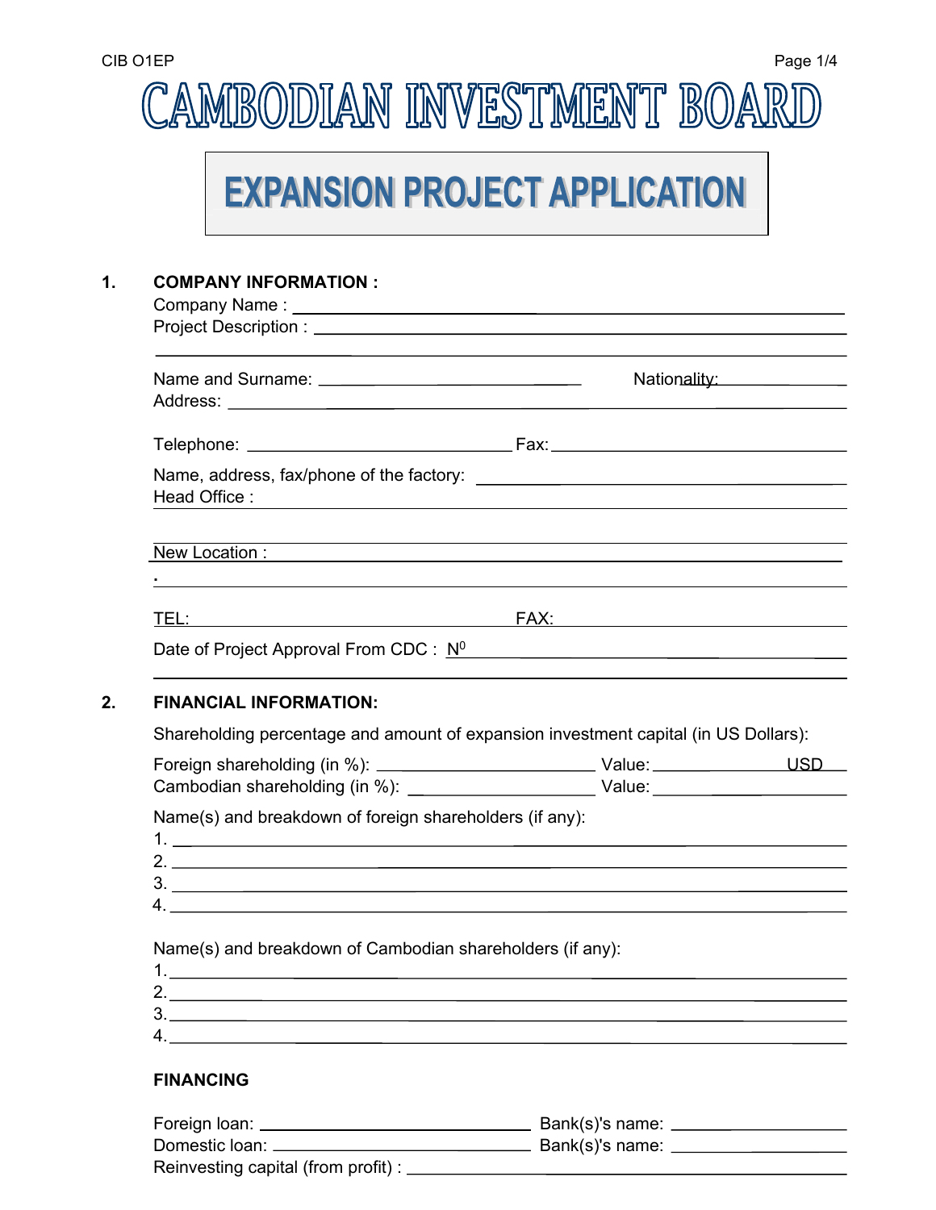# CAMBODIAN INVESTMENT BOARD

## EXPANSION PROJECT APPLICATION

**1. COMPANY INFORMATION :**

Company Name : ____________________________________________

Project Description : ____________________________________________

____________________________________________

Name and Surname: ______________________ Nationality: ______________

Address: ____________________________________________

Telephone: ______________________ Fax: ______________________

Name, address, fax/phone of the factory: ______________________

Head Office : ____________________________________________

____________________________________________

New Location : ____________________________________________

. ____________________________________________

TEL: ______________________ FAX: ______________________

Date of Project Approval From CDC : N[0] ______________________

____________________________________________

**2. FINANCIAL INFORMATION:**

Shareholding percentage and amount of expansion investment capital (in US Dollars):

Foreign shareholding (in %): ______________________ Value: ______________ USD

Cambodian shareholding (in %): ______________________ Value: ______________

Name(s) and breakdown of foreign shareholders (if any):

1. ____________________________________________
2. ____________________________________________
3. ____________________________________________
4. ____________________________________________

Name(s) and breakdown of Cambodian shareholders (if any):

1. ____________________________________________
2. ____________________________________________
3. ____________________________________________
4. ____________________________________________

**FINANCING**

Foreign loan: ______________________ Bank(s)'s name: ______________

Domestic loan: ______________________ Bank(s)'s name: ______________

Reinvesting capital (from profit) : ______________________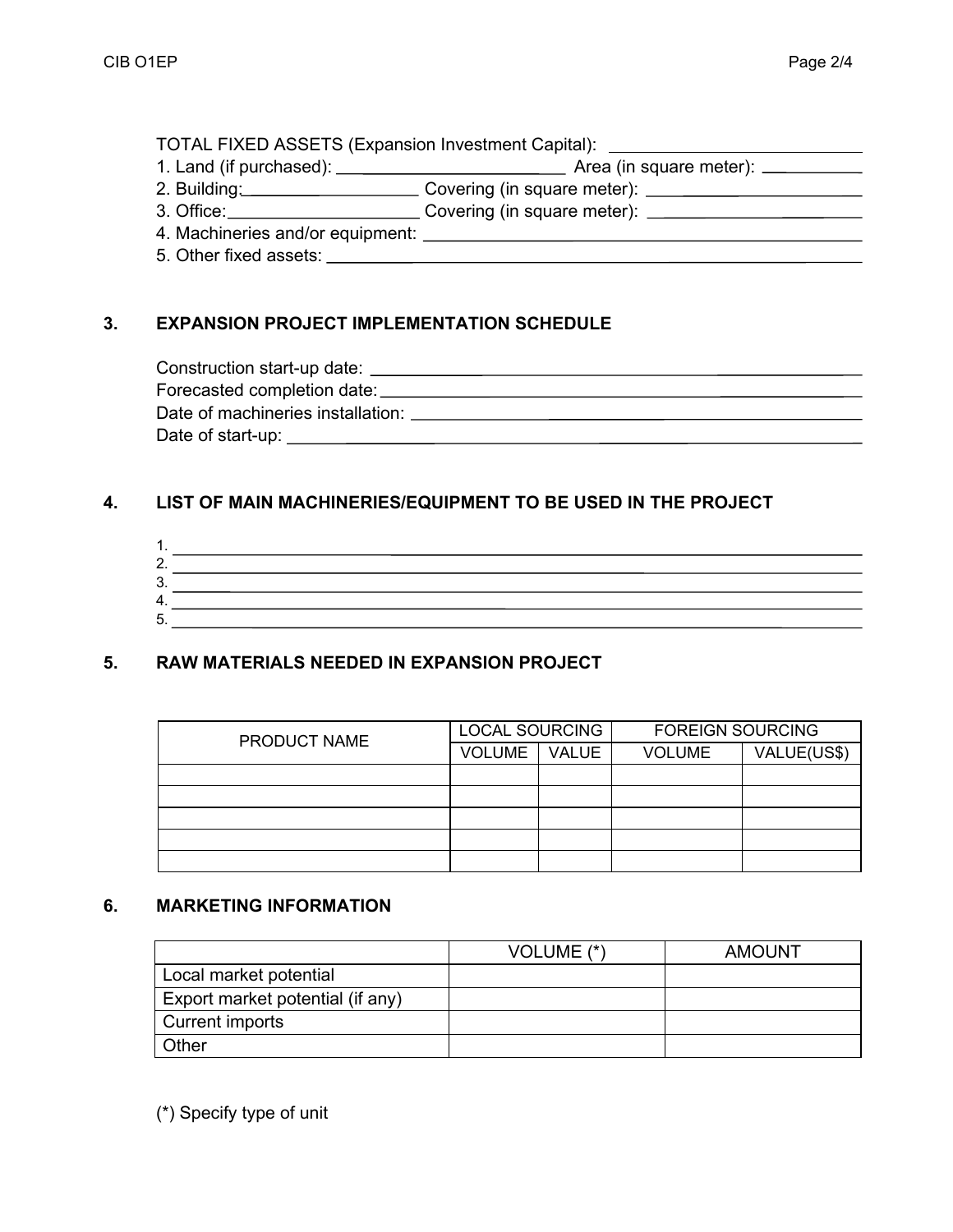TOTAL FIXED ASSETS (Expansion Investment Capital): ____________________

1. Land (if purchased): ____________________ Area (in square meter): __________
2. Building: ____________________ Covering (in square meter): ____________________
3. Office: ____________________ Covering (in square meter): ____________________
4. Machineries and/or equipment: ________________________________________
5. Other fixed assets: ________________________________________

## 3. EXPANSION PROJECT IMPLEMENTATION SCHEDULE

Construction start-up date: ________________________________________

Forecasted completion date: ________________________________________

Date of machineries installation: ________________________________________

Date of start-up: ________________________________________

## 4. LIST OF MAIN MACHINERIES/EQUIPMENT TO BE USED IN THE PROJECT

1. ________________________________________
2. ________________________________________
3. ________________________________________
4. ________________________________________
5. ________________________________________

## 5. RAW MATERIALS NEEDED IN EXPANSION PROJECT

| PRODUCT NAME | LOCAL SOURCING | | FOREIGN SOURCING | |
|---|---|---|---|---|
| | VOLUME | VALUE | VOLUME | VALUE(US$) |
| | | | | |
| | | | | |
| | | | | |
| | | | | |
| | | | | |

## 6. MARKETING INFORMATION

| | VOLUME (*) | AMOUNT |
|---|---|---|
| Local market potential | | |
| Export market potential (if any) | | |
| Current imports | | |
| Other | | |

(*) Specify type of unit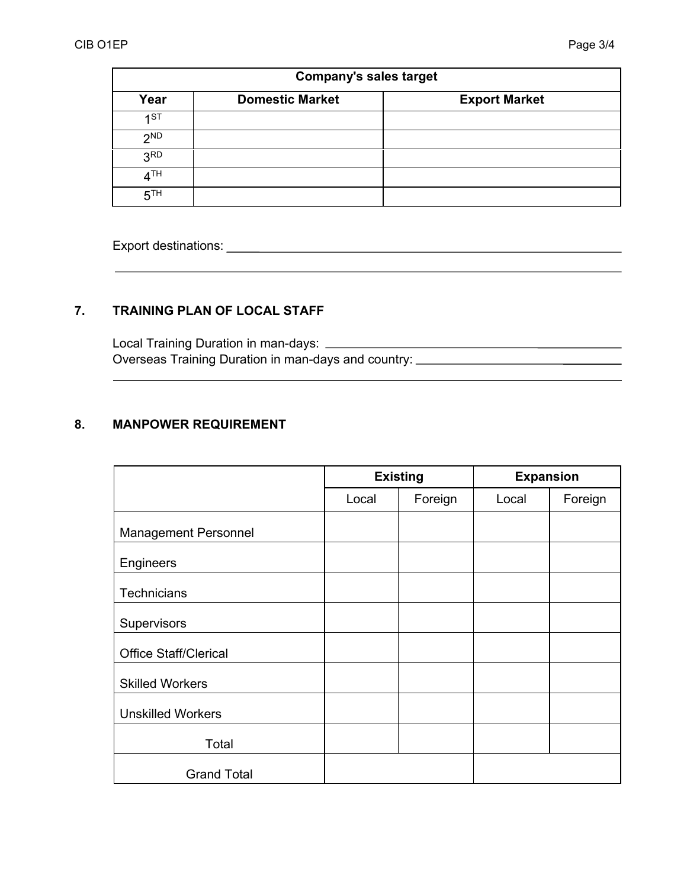| Company's sales target | | |
|---|---|---|
| **Year** | **Domestic Market** | **Export Market** |
| 1$^{ST}$ | | |
| 2$^{ND}$ | | |
| 3$^{RD}$ | | |
| 4$^{TH}$ | | |
| 5$^{TH}$ | | |

Export destinations: ______________________________________________

______________________________________________

## 7. TRAINING PLAN OF LOCAL STAFF

Local Training Duration in man-days: ______________________________
Overseas Training Duration in man-days and country: ______________________________

______________________________________________

## 8. MANPOWER REQUIREMENT

| | Existing | | Expansion | |
|---|---|---|---|---|
| | Local | Foreign | Local | Foreign |
| Management Personnel | | | | |
| Engineers | | | | |
| Technicians | | | | |
| Supervisors | | | | |
| Office Staff/Clerical | | | | |
| Skilled Workers | | | | |
| Unskilled Workers | | | | |
| Total | | | | |
| Grand Total | | | | |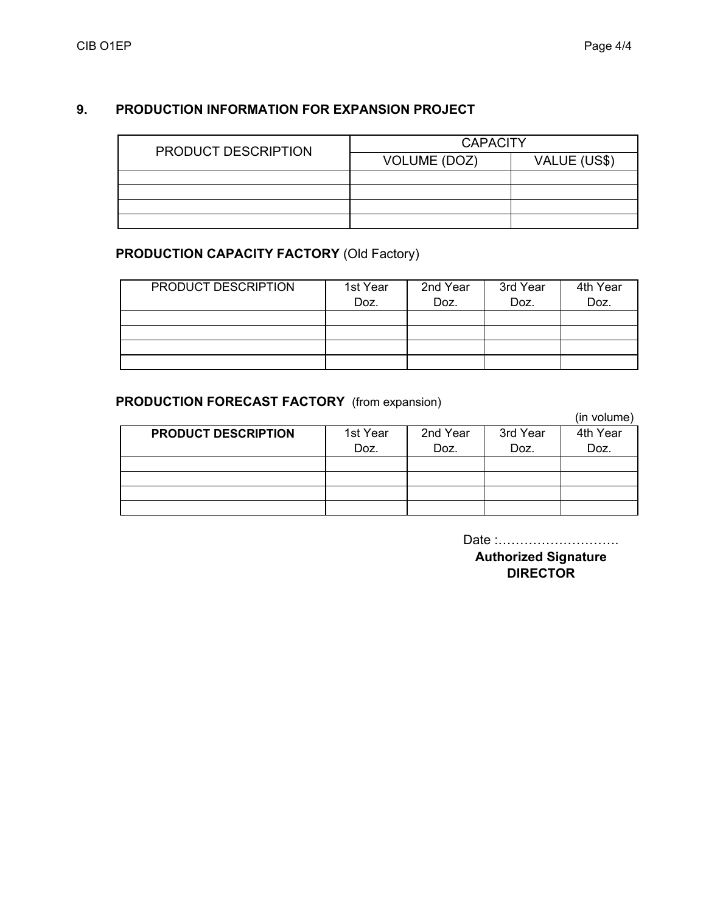## 9. PRODUCTION INFORMATION FOR EXPANSION PROJECT

| PRODUCT DESCRIPTION | CAPACITY | |
|---|---|---|
| | VOLUME (DOZ) | VALUE (US$) |
| | | |
| | | |
| | | |
| | | |

**PRODUCTION CAPACITY FACTORY** (Old Factory)

| PRODUCT DESCRIPTION | 1st Year Doz. | 2nd Year Doz. | 3rd Year Doz. | 4th Year Doz. |
|---|---|---|---|---|
| | | | | |
| | | | | |
| | | | | |
| | | | | |

**PRODUCTION FORECAST FACTORY** (from expansion)

(in volume)

| **PRODUCT DESCRIPTION** | 1st Year Doz. | 2nd Year Doz. | 3rd Year Doz. | 4th Year Doz. |
|---|---|---|---|---|
| | | | | |
| | | | | |
| | | | | |
| | | | | |

Date :……………………….

**Authorized Signature**
**DIRECTOR**